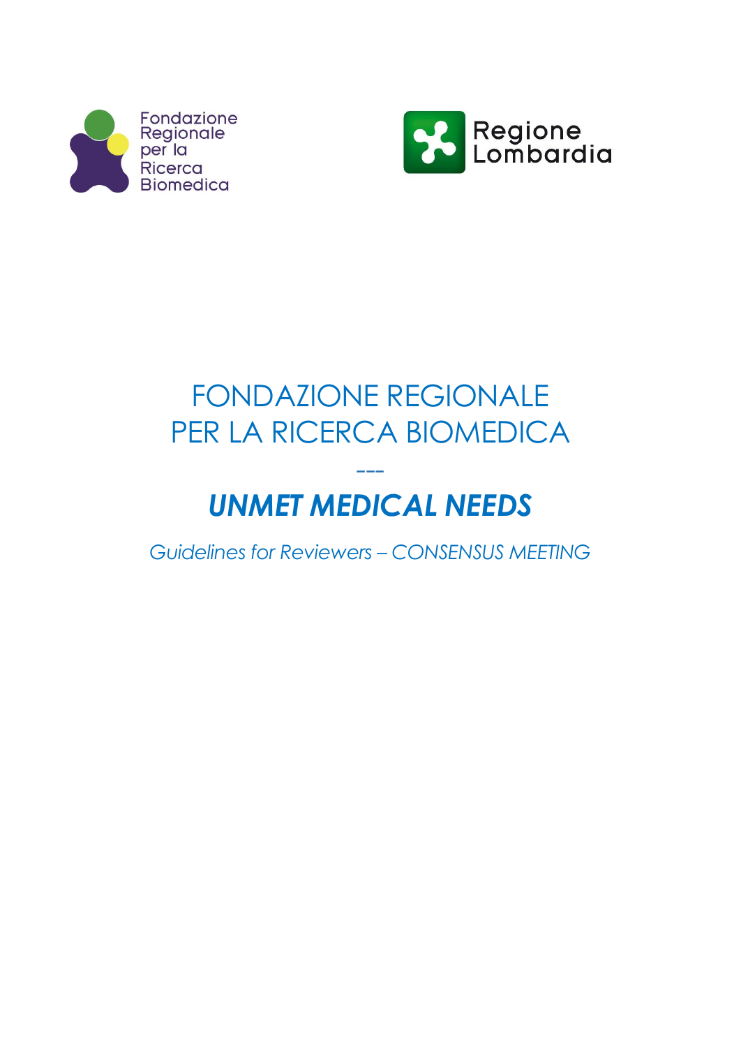Fondazione Regionale per la Ricerca Biomedica

Regione Lombardia

# FONDAZIONE REGIONALE PER LA RICERCA BIOMEDICA

---

# *UNMET MEDICAL NEEDS*

*Guidelines for Reviewers – CONSENSUS MEETING*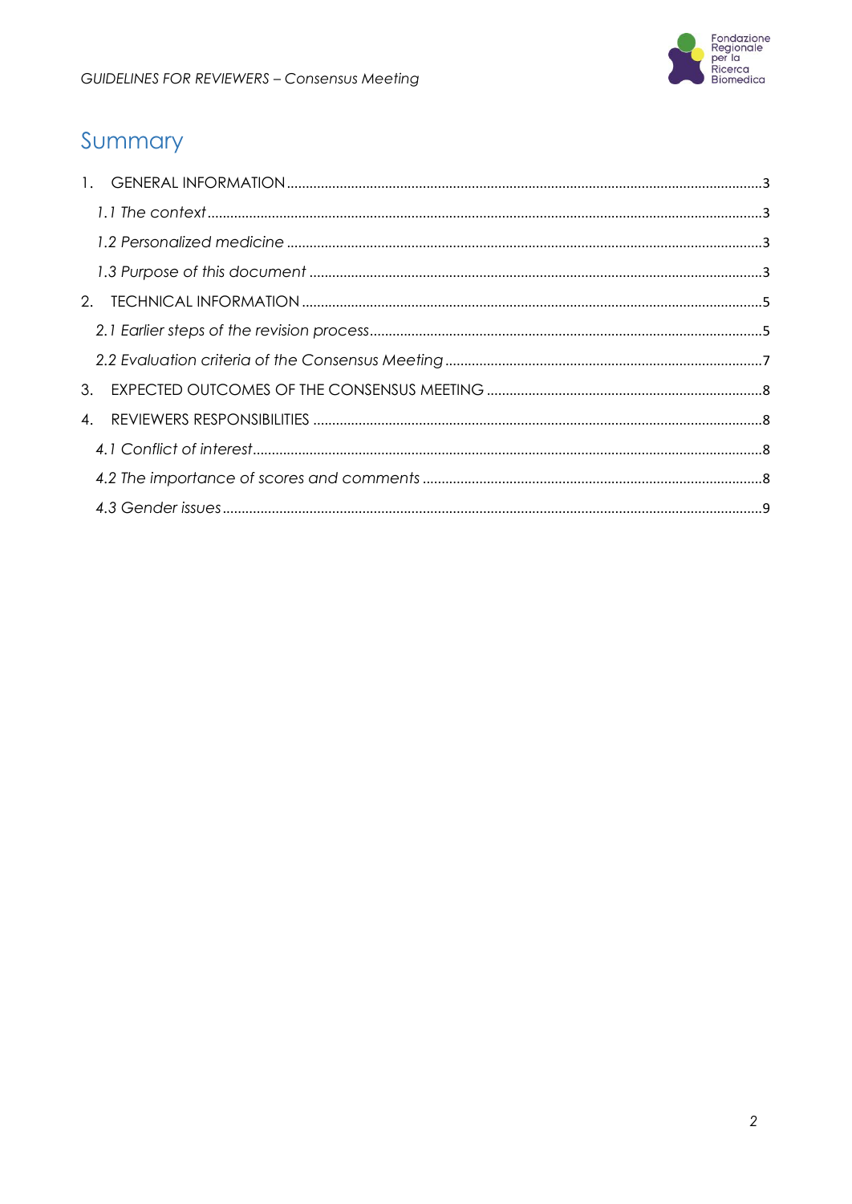# Summary

1. GENERAL INFORMATION ........................................................................ 3
   - *1.1 The context* ........................................................................ 3
   - *1.2 Personalized medicine* ........................................................................ 3
   - *1.3 Purpose of this document* ........................................................................ 3
2. TECHNICAL INFORMATION ........................................................................ 5
   - *2.1 Earlier steps of the revision process* ........................................................................ 5
   - *2.2 Evaluation criteria of the Consensus Meeting* ........................................................................ 7
3. EXPECTED OUTCOMES OF THE CONSENSUS MEETING ........................................................................ 8
4. REVIEWERS RESPONSIBILITIES ........................................................................ 8
   - *4.1 Conflict of interest* ........................................................................ 8
   - *4.2 The importance of scores and comments* ........................................................................ 8
   - *4.3 Gender issues* ........................................................................ 9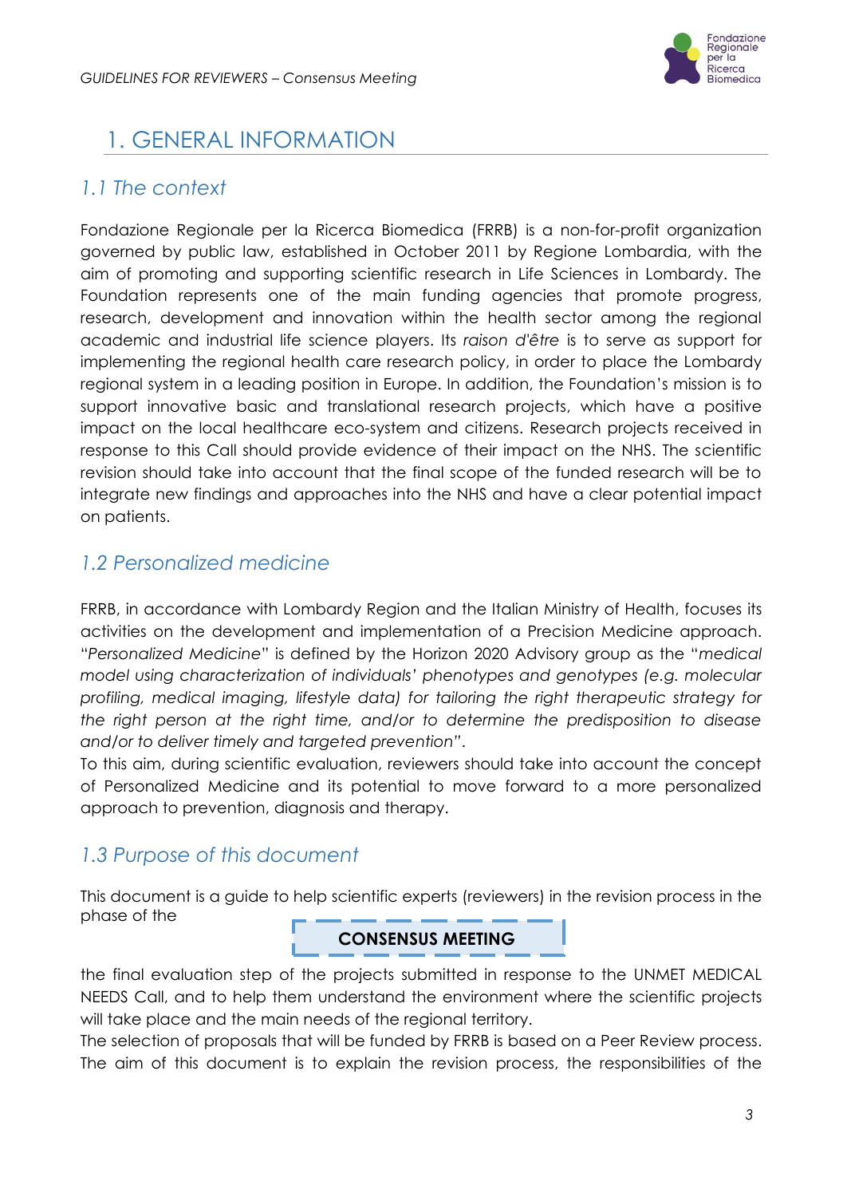# 1. GENERAL INFORMATION

## *1.1 The context*

Fondazione Regionale per la Ricerca Biomedica (FRRB) is a non-for-profit organization governed by public law, established in October 2011 by Regione Lombardia, with the aim of promoting and supporting scientific research in Life Sciences in Lombardy. The Foundation represents one of the main funding agencies that promote progress, research, development and innovation within the health sector among the regional academic and industrial life science players. Its *raison d'être* is to serve as support for implementing the regional health care research policy, in order to place the Lombardy regional system in a leading position in Europe. In addition, the Foundation's mission is to support innovative basic and translational research projects, which have a positive impact on the local healthcare eco-system and citizens. Research projects received in response to this Call should provide evidence of their impact on the NHS. The scientific revision should take into account that the final scope of the funded research will be to integrate new findings and approaches into the NHS and have a clear potential impact on patients.

## *1.2 Personalized medicine*

FRRB, in accordance with Lombardy Region and the Italian Ministry of Health, focuses its activities on the development and implementation of a Precision Medicine approach. "*Personalized Medicine*" is defined by the Horizon 2020 Advisory group as the "*medical model using characterization of individuals' phenotypes and genotypes (e.g. molecular profiling, medical imaging, lifestyle data) for tailoring the right therapeutic strategy for the right person at the right time, and/or to determine the predisposition to disease and/or to deliver timely and targeted prevention*".
To this aim, during scientific evaluation, reviewers should take into account the concept of Personalized Medicine and its potential to move forward to a more personalized approach to prevention, diagnosis and therapy.

## *1.3 Purpose of this document*

This document is a guide to help scientific experts (reviewers) in the revision process in the phase of the

**CONSENSUS MEETING**

the final evaluation step of the projects submitted in response to the UNMET MEDICAL NEEDS Call, and to help them understand the environment where the scientific projects will take place and the main needs of the regional territory.
The selection of proposals that will be funded by FRRB is based on a Peer Review process. The aim of this document is to explain the revision process, the responsibilities of the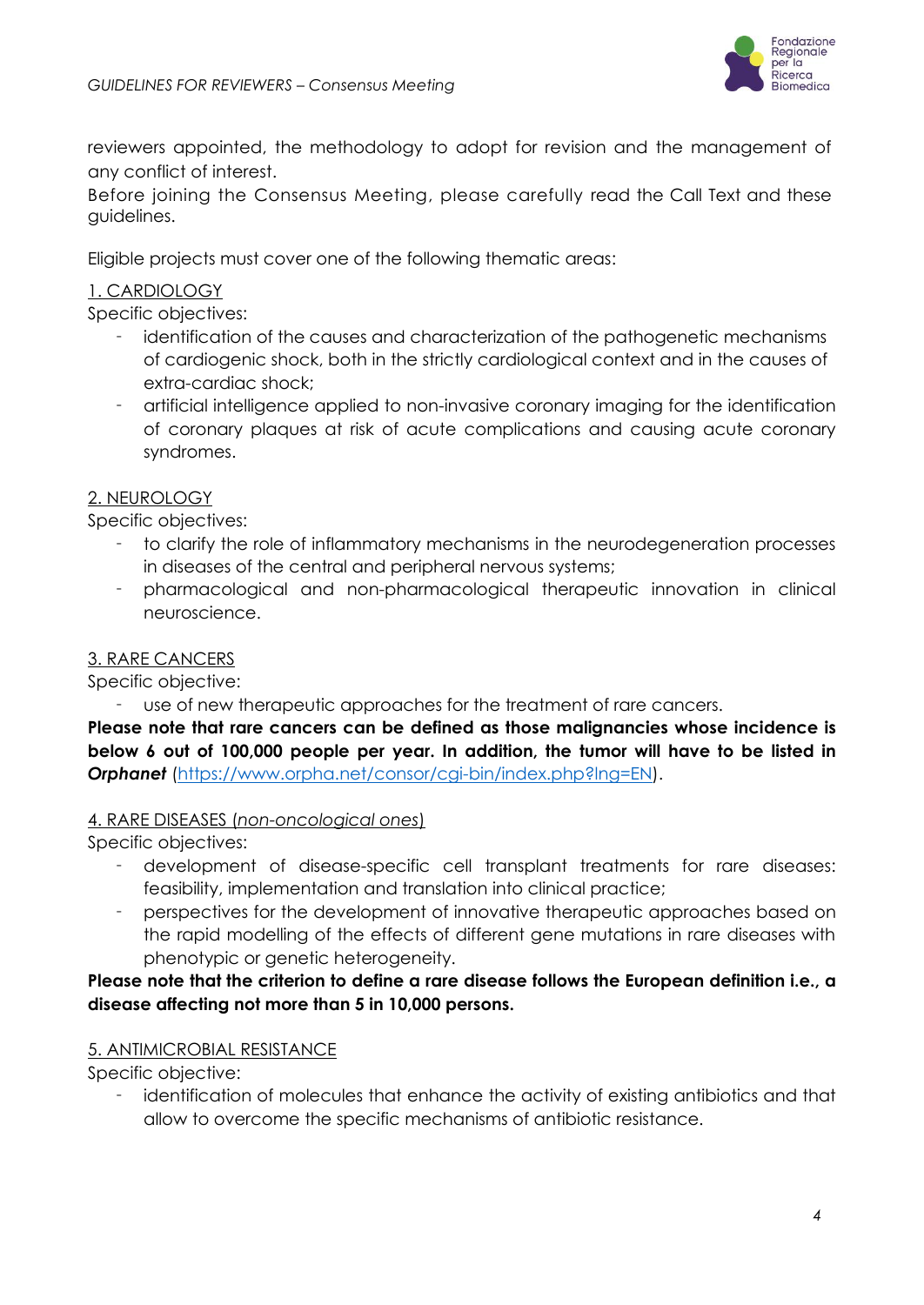reviewers appointed, the methodology to adopt for revision and the management of any conflict of interest.
Before joining the Consensus Meeting, please carefully read the Call Text and these guidelines.

Eligible projects must cover one of the following thematic areas:

1. CARDIOLOGY

Specific objectives:

- identification of the causes and characterization of the pathogenetic mechanisms of cardiogenic shock, both in the strictly cardiological context and in the causes of extra-cardiac shock;
- artificial intelligence applied to non-invasive coronary imaging for the identification of coronary plaques at risk of acute complications and causing acute coronary syndromes.

2. NEUROLOGY

Specific objectives:

- to clarify the role of inflammatory mechanisms in the neurodegeneration processes in diseases of the central and peripheral nervous systems;
- pharmacological and non-pharmacological therapeutic innovation in clinical neuroscience.

3. RARE CANCERS

Specific objective:

- use of new therapeutic approaches for the treatment of rare cancers.

**Please note that rare cancers can be defined as those malignancies whose incidence is below 6 out of 100,000 people per year. In addition, the tumor will have to be listed in *Orphanet*** (https://www.orpha.net/consor/cgi-bin/index.php?lng=EN).

4. RARE DISEASES (*non-oncological ones*)

Specific objectives:

- development of disease-specific cell transplant treatments for rare diseases: feasibility, implementation and translation into clinical practice;
- perspectives for the development of innovative therapeutic approaches based on the rapid modelling of the effects of different gene mutations in rare diseases with phenotypic or genetic heterogeneity.

**Please note that the criterion to define a rare disease follows the European definition i.e., a disease affecting not more than 5 in 10,000 persons.**

5. ANTIMICROBIAL RESISTANCE

Specific objective:

- identification of molecules that enhance the activity of existing antibiotics and that allow to overcome the specific mechanisms of antibiotic resistance.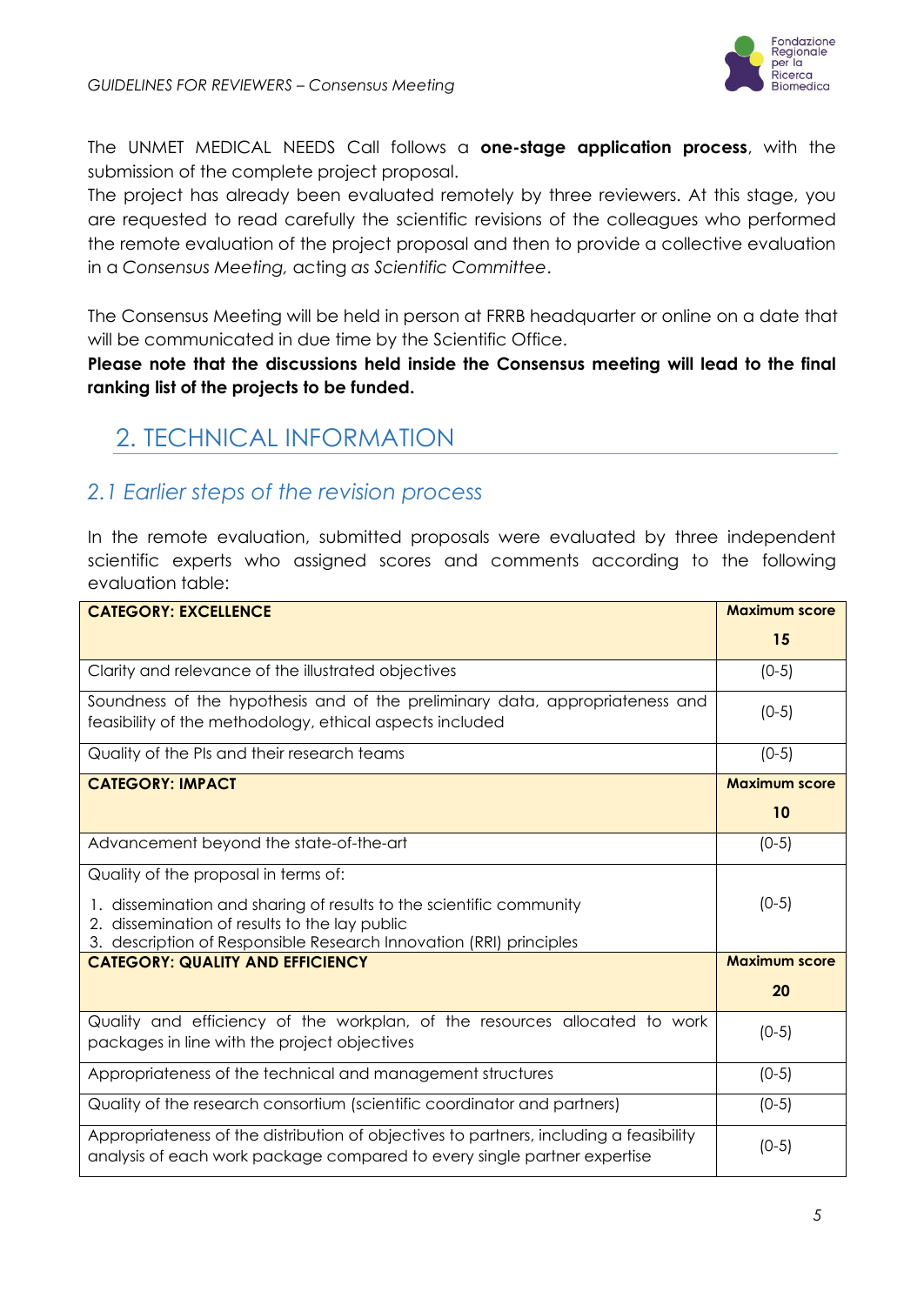The UNMET MEDICAL NEEDS Call follows a **one-stage application process**, with the submission of the complete project proposal.
The project has already been evaluated remotely by three reviewers. At this stage, you are requested to read carefully the scientific revisions of the colleagues who performed the remote evaluation of the project proposal and then to provide a collective evaluation in a *Consensus Meeting,* acting *as Scientific Committee*.

The Consensus Meeting will be held in person at FRRB headquarter or online on a date that will be communicated in due time by the Scientific Office.
**Please note that the discussions held inside the Consensus meeting will lead to the final ranking list of the projects to be funded.**

## 2. TECHNICAL INFORMATION

### *2.1 Earlier steps of the revision process*

In the remote evaluation, submitted proposals were evaluated by three independent scientific experts who assigned scores and comments according to the following evaluation table:

| **CATEGORY: EXCELLENCE** | **Maximum score 15** |
|---|---|
| Clarity and relevance of the illustrated objectives | (0-5) |
| Soundness of the hypothesis and of the preliminary data, appropriateness and feasibility of the methodology, ethical aspects included | (0-5) |
| Quality of the PIs and their research teams | (0-5) |
| **CATEGORY: IMPACT** | **Maximum score 10** |
| Advancement beyond the state-of-the-art | (0-5) |
| Quality of the proposal in terms of: 1. dissemination and sharing of results to the scientific community 2. dissemination of results to the lay public 3. description of Responsible Research Innovation (RRI) principles | (0-5) |
| **CATEGORY: QUALITY AND EFFICIENCY** | **Maximum score 20** |
| Quality and efficiency of the workplan, of the resources allocated to work packages in line with the project objectives | (0-5) |
| Appropriateness of the technical and management structures | (0-5) |
| Quality of the research consortium (scientific coordinator and partners) | (0-5) |
| Appropriateness of the distribution of objectives to partners, including a feasibility analysis of each work package compared to every single partner expertise | (0-5) |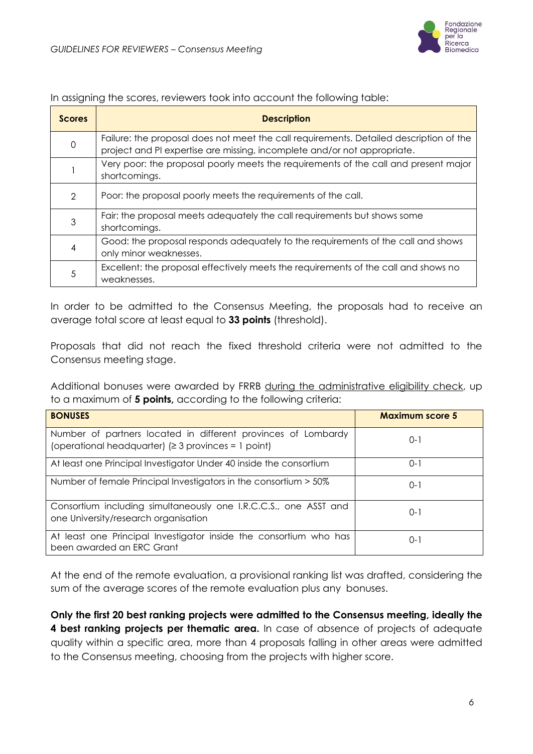In assigning the scores, reviewers took into account the following table:

| Scores | Description |
|---|---|
| 0 | Failure: the proposal does not meet the call requirements. Detailed description of the project and PI expertise are missing, incomplete and/or not appropriate. |
| 1 | Very poor: the proposal poorly meets the requirements of the call and present major shortcomings. |
| 2 | Poor: the proposal poorly meets the requirements of the call. |
| 3 | Fair: the proposal meets adequately the call requirements but shows some shortcomings. |
| 4 | Good: the proposal responds adequately to the requirements of the call and shows only minor weaknesses. |
| 5 | Excellent: the proposal effectively meets the requirements of the call and shows no weaknesses. |

In order to be admitted to the Consensus Meeting, the proposals had to receive an average total score at least equal to **33 points** (threshold).

Proposals that did not reach the fixed threshold criteria were not admitted to the Consensus meeting stage.

Additional bonuses were awarded by FRRB during the administrative eligibility check, up to a maximum of **5 points,** according to the following criteria:

| BONUSES | Maximum score 5 |
|---|---|
| Number of partners located in different provinces of Lombardy (operational headquarter) (≥ 3 provinces = 1 point) | 0-1 |
| At least one Principal Investigator Under 40 inside the consortium | 0-1 |
| Number of female Principal Investigators in the consortium > 50% | 0-1 |
| Consortium including simultaneously one I.R.C.C.S., one ASST and one University/research organisation | 0-1 |
| At least one Principal Investigator inside the consortium who has been awarded an ERC Grant | 0-1 |

At the end of the remote evaluation, a provisional ranking list was drafted, considering the sum of the average scores of the remote evaluation plus any bonuses.

**Only the first 20 best ranking projects were admitted to the Consensus meeting, ideally the 4 best ranking projects per thematic area.** In case of absence of projects of adequate quality within a specific area, more than 4 proposals falling in other areas were admitted to the Consensus meeting, choosing from the projects with higher score.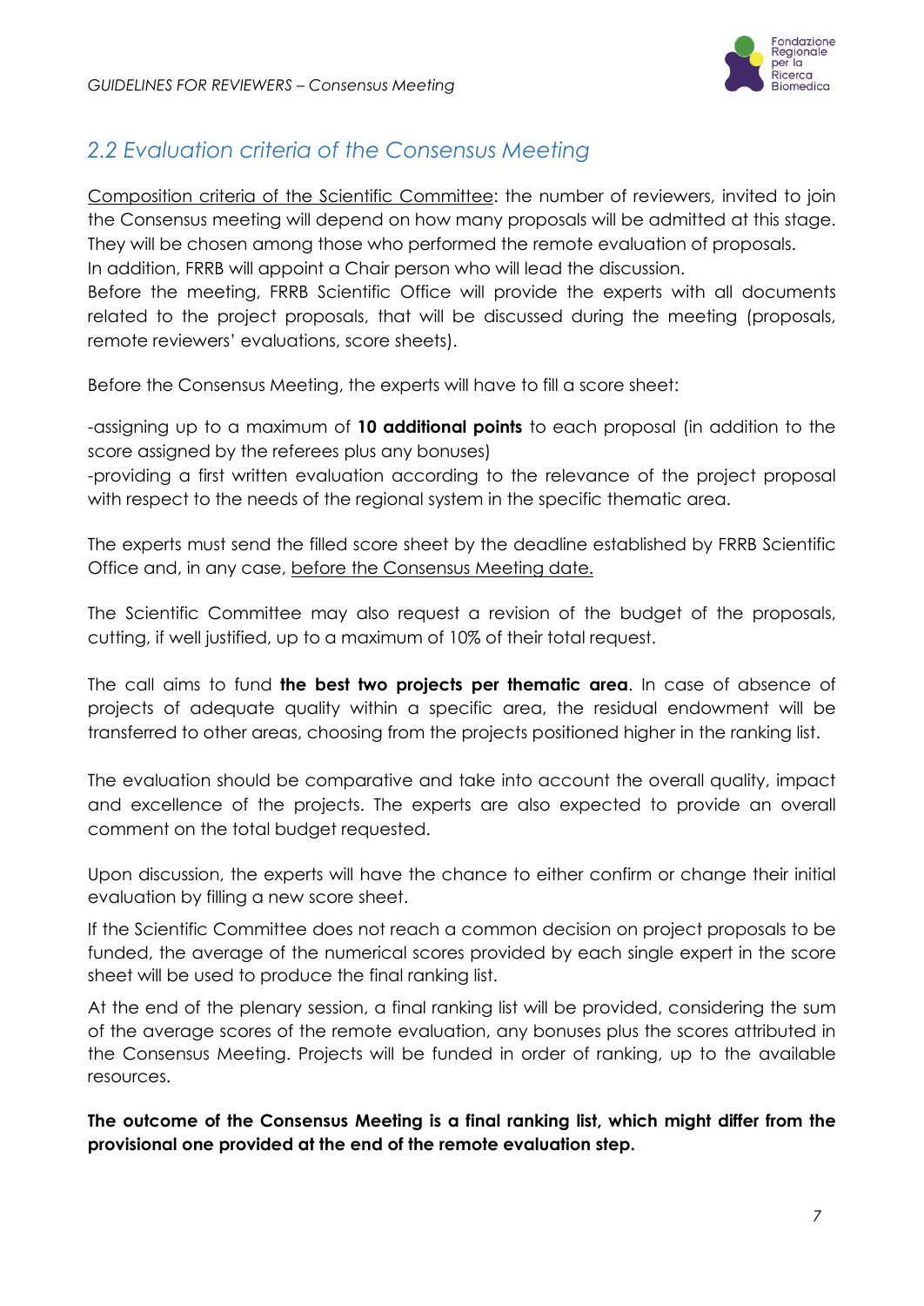## *2.2 Evaluation criteria of the Consensus Meeting*

Composition criteria of the Scientific Committee: the number of reviewers, invited to join the Consensus meeting will depend on how many proposals will be admitted at this stage. They will be chosen among those who performed the remote evaluation of proposals.
In addition, FRRB will appoint a Chair person who will lead the discussion.
Before the meeting, FRRB Scientific Office will provide the experts with all documents related to the project proposals, that will be discussed during the meeting (proposals, remote reviewers' evaluations, score sheets).

Before the Consensus Meeting, the experts will have to fill a score sheet:

-assigning up to a maximum of **10 additional points** to each proposal (in addition to the score assigned by the referees plus any bonuses)
-providing a first written evaluation according to the relevance of the project proposal with respect to the needs of the regional system in the specific thematic area.

The experts must send the filled score sheet by the deadline established by FRRB Scientific Office and, in any case, before the Consensus Meeting date.

The Scientific Committee may also request a revision of the budget of the proposals, cutting, if well justified, up to a maximum of 10% of their total request.

The call aims to fund **the best two projects per thematic area**. In case of absence of projects of adequate quality within a specific area, the residual endowment will be transferred to other areas, choosing from the projects positioned higher in the ranking list.

The evaluation should be comparative and take into account the overall quality, impact and excellence of the projects. The experts are also expected to provide an overall comment on the total budget requested.

Upon discussion, the experts will have the chance to either confirm or change their initial evaluation by filling a new score sheet.

If the Scientific Committee does not reach a common decision on project proposals to be funded, the average of the numerical scores provided by each single expert in the score sheet will be used to produce the final ranking list.

At the end of the plenary session, a final ranking list will be provided, considering the sum of the average scores of the remote evaluation, any bonuses plus the scores attributed in the Consensus Meeting. Projects will be funded in order of ranking, up to the available resources.

**The outcome of the Consensus Meeting is a final ranking list, which might differ from the provisional one provided at the end of the remote evaluation step.**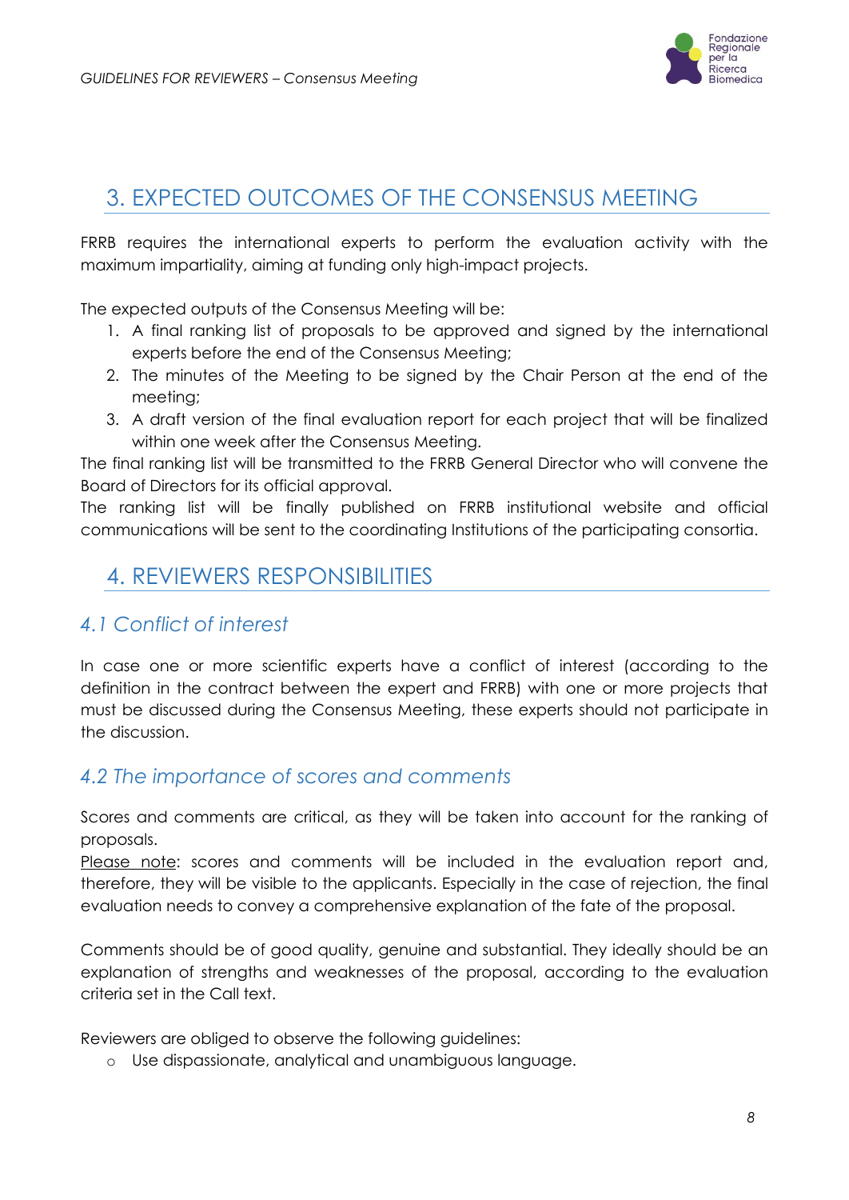## 3. EXPECTED OUTCOMES OF THE CONSENSUS MEETING

FRRB requires the international experts to perform the evaluation activity with the maximum impartiality, aiming at funding only high-impact projects.

The expected outputs of the Consensus Meeting will be:

1. A final ranking list of proposals to be approved and signed by the international experts before the end of the Consensus Meeting;
2. The minutes of the Meeting to be signed by the Chair Person at the end of the meeting;
3. A draft version of the final evaluation report for each project that will be finalized within one week after the Consensus Meeting.

The final ranking list will be transmitted to the FRRB General Director who will convene the Board of Directors for its official approval.

The ranking list will be finally published on FRRB institutional website and official communications will be sent to the coordinating Institutions of the participating consortia.

## 4. REVIEWERS RESPONSIBILITIES

### *4.1 Conflict of interest*

In case one or more scientific experts have a conflict of interest (according to the definition in the contract between the expert and FRRB) with one or more projects that must be discussed during the Consensus Meeting, these experts should not participate in the discussion.

### *4.2 The importance of scores and comments*

Scores and comments are critical, as they will be taken into account for the ranking of proposals.

Please note: scores and comments will be included in the evaluation report and, therefore, they will be visible to the applicants. Especially in the case of rejection, the final evaluation needs to convey a comprehensive explanation of the fate of the proposal.

Comments should be of good quality, genuine and substantial. They ideally should be an explanation of strengths and weaknesses of the proposal, according to the evaluation criteria set in the Call text.

Reviewers are obliged to observe the following guidelines:

- Use dispassionate, analytical and unambiguous language.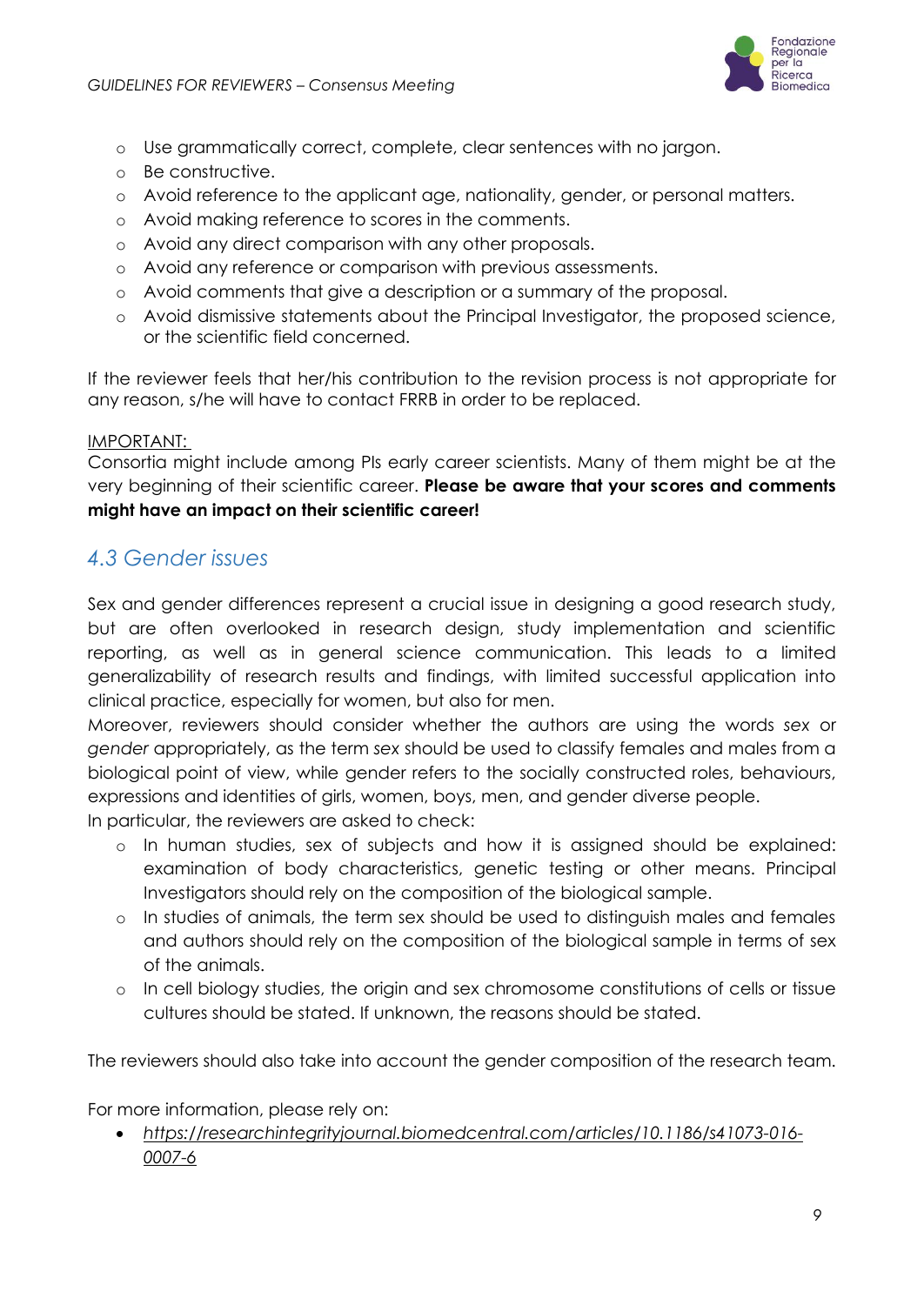- Use grammatically correct, complete, clear sentences with no jargon.
- Be constructive.
- Avoid reference to the applicant age, nationality, gender, or personal matters.
- Avoid making reference to scores in the comments.
- Avoid any direct comparison with any other proposals.
- Avoid any reference or comparison with previous assessments.
- Avoid comments that give a description or a summary of the proposal.
- Avoid dismissive statements about the Principal Investigator, the proposed science, or the scientific field concerned.

If the reviewer feels that her/his contribution to the revision process is not appropriate for any reason, s/he will have to contact FRRB in order to be replaced.

IMPORTANT:
Consortia might include among PIs early career scientists. Many of them might be at the very beginning of their scientific career. **Please be aware that your scores and comments might have an impact on their scientific career!**

## *4.3 Gender issues*

Sex and gender differences represent a crucial issue in designing a good research study, but are often overlooked in research design, study implementation and scientific reporting, as well as in general science communication. This leads to a limited generalizability of research results and findings, with limited successful application into clinical practice, especially for women, but also for men.
Moreover, reviewers should consider whether the authors are using the words *sex* or *gender* appropriately, as the term *sex* should be used to classify females and males from a biological point of view, while gender refers to the socially constructed roles, behaviours, expressions and identities of girls, women, boys, men, and gender diverse people.
In particular, the reviewers are asked to check:

- In human studies, sex of subjects and how it is assigned should be explained: examination of body characteristics, genetic testing or other means. Principal Investigators should rely on the composition of the biological sample.
- In studies of animals, the term sex should be used to distinguish males and females and authors should rely on the composition of the biological sample in terms of sex of the animals.
- In cell biology studies, the origin and sex chromosome constitutions of cells or tissue cultures should be stated. If unknown, the reasons should be stated.

The reviewers should also take into account the gender composition of the research team.

For more information, please rely on:

- *https://researchintegrityjournal.biomedcentral.com/articles/10.1186/s41073-016-0007-6*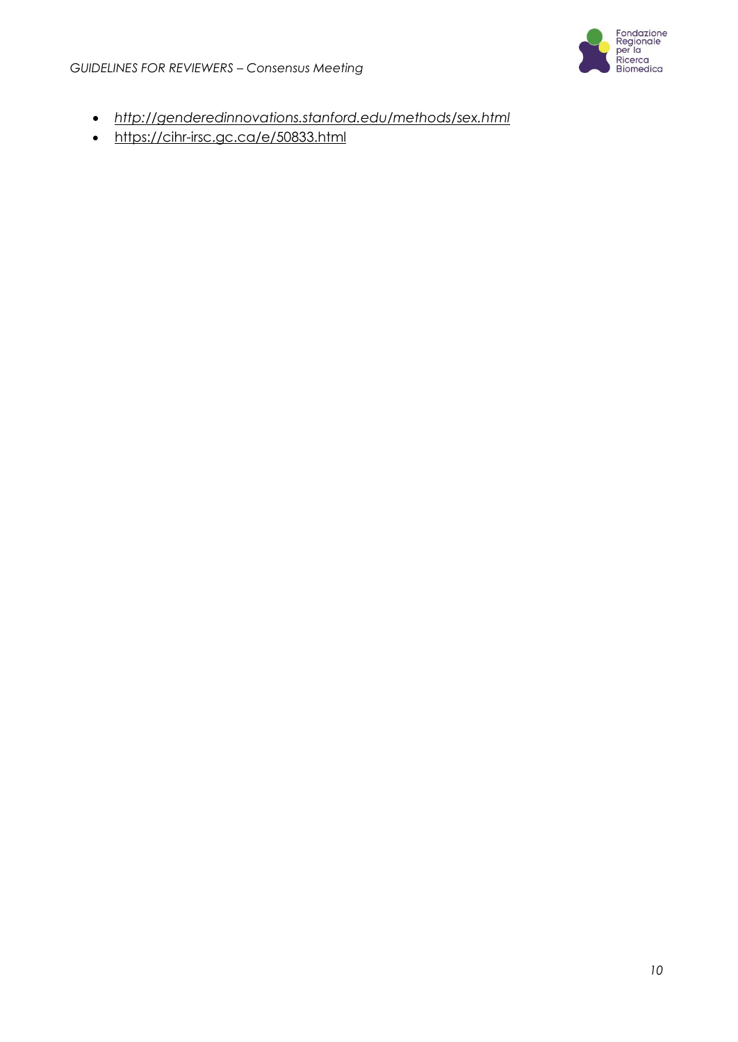- *http://genderedinnovations.stanford.edu/methods/sex.html*
- https://cihr-irsc.gc.ca/e/50833.html